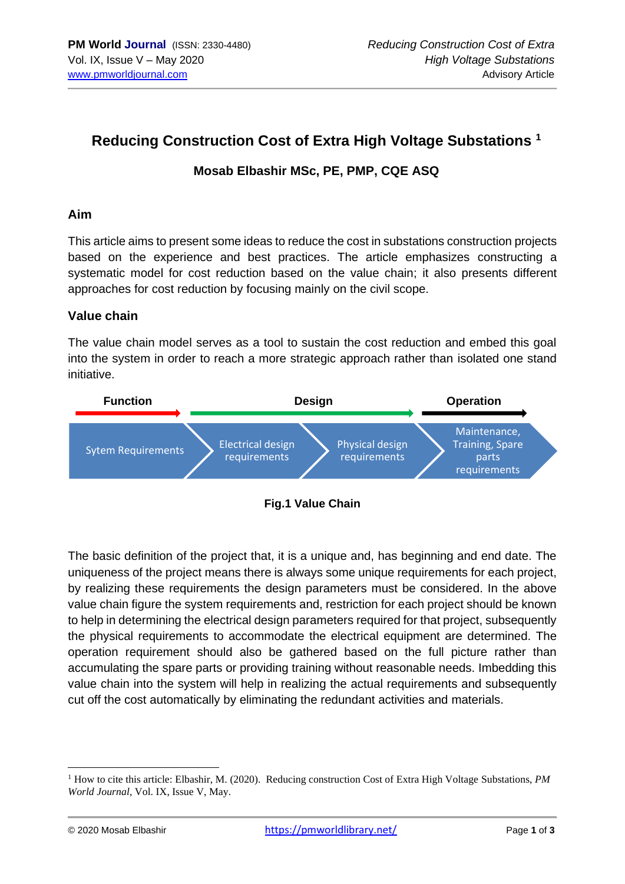# Reducing Construction Cost of Extra High Voltage Substations [1]

**Mosab Elbashir MSc, PE, PMP, CQE ASQ**

## Aim

This article aims to present some ideas to reduce the cost in substations construction projects based on the experience and best practices. The article emphasizes constructing a systematic model for cost reduction based on the value chain; it also presents different approaches for cost reduction by focusing mainly on the civil scope.

## Value chain

The value chain model serves as a tool to sustain the cost reduction and embed this goal into the system in order to reach a more strategic approach rather than isolated one stand initiative.

| Function | Design | | Operation |
|---|---|---|---|
| Sytem Requirements | Electrical design requirements | Physical design requirements | Maintenance, Training, Spare parts requirements |

**Fig.1 Value Chain**

The basic definition of the project that, it is a unique and, has beginning and end date. The uniqueness of the project means there is always some unique requirements for each project, by realizing these requirements the design parameters must be considered. In the above value chain figure the system requirements and, restriction for each project should be known to help in determining the electrical design parameters required for that project, subsequently the physical requirements to accommodate the electrical equipment are determined. The operation requirement should also be gathered based on the full picture rather than accumulating the spare parts or providing training without reasonable needs. Imbedding this value chain into the system will help in realizing the actual requirements and subsequently cut off the cost automatically by eliminating the redundant activities and materials.

---

[1] How to cite this article: Elbashir, M. (2020). Reducing construction Cost of Extra High Voltage Substations, *PM World Journal*, Vol. IX, Issue V, May.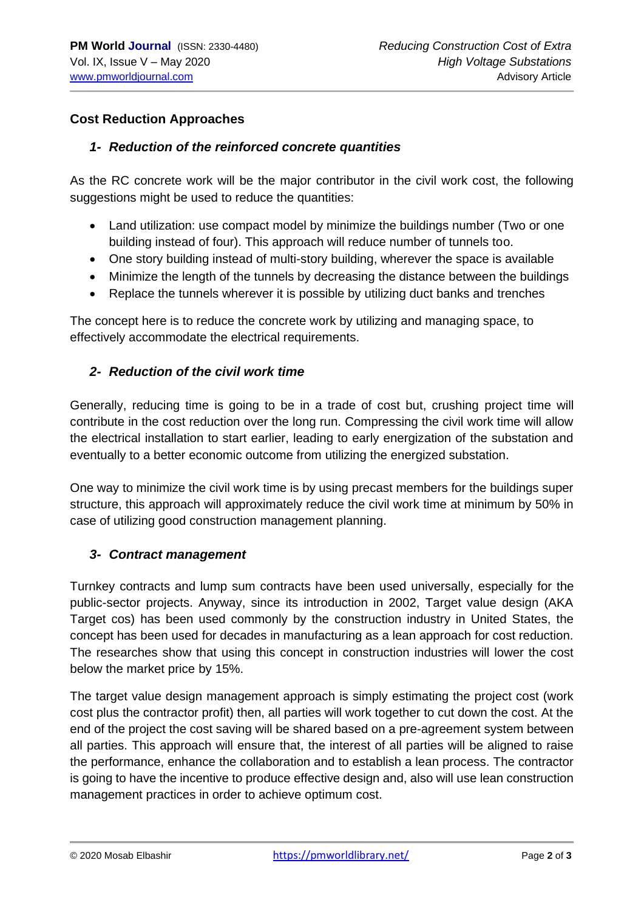## Cost Reduction Approaches

### *1- Reduction of the reinforced concrete quantities*

As the RC concrete work will be the major contributor in the civil work cost, the following suggestions might be used to reduce the quantities:

- Land utilization: use compact model by minimize the buildings number (Two or one building instead of four). This approach will reduce number of tunnels too.
- One story building instead of multi-story building, wherever the space is available
- Minimize the length of the tunnels by decreasing the distance between the buildings
- Replace the tunnels wherever it is possible by utilizing duct banks and trenches

The concept here is to reduce the concrete work by utilizing and managing space, to effectively accommodate the electrical requirements.

### *2- Reduction of the civil work time*

Generally, reducing time is going to be in a trade of cost but, crushing project time will contribute in the cost reduction over the long run. Compressing the civil work time will allow the electrical installation to start earlier, leading to early energization of the substation and eventually to a better economic outcome from utilizing the energized substation.

One way to minimize the civil work time is by using precast members for the buildings super structure, this approach will approximately reduce the civil work time at minimum by 50% in case of utilizing good construction management planning.

### *3- Contract management*

Turnkey contracts and lump sum contracts have been used universally, especially for the public-sector projects. Anyway, since its introduction in 2002, Target value design (AKA Target cos) has been used commonly by the construction industry in United States, the concept has been used for decades in manufacturing as a lean approach for cost reduction. The researches show that using this concept in construction industries will lower the cost below the market price by 15%.

The target value design management approach is simply estimating the project cost (work cost plus the contractor profit) then, all parties will work together to cut down the cost. At the end of the project the cost saving will be shared based on a pre-agreement system between all parties. This approach will ensure that, the interest of all parties will be aligned to raise the performance, enhance the collaboration and to establish a lean process. The contractor is going to have the incentive to produce effective design and, also will use lean construction management practices in order to achieve optimum cost.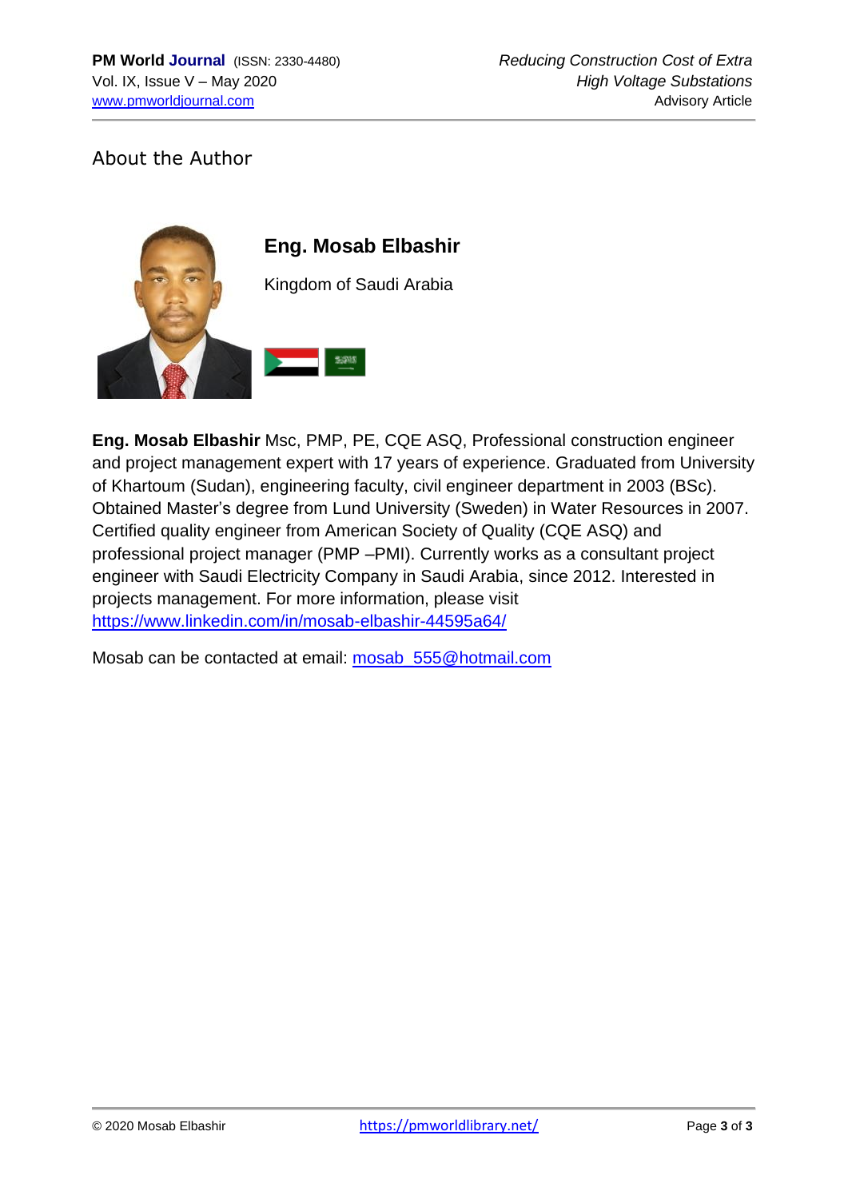## About the Author

**Eng. Mosab Elbashir**

Kingdom of Saudi Arabia

**Eng. Mosab Elbashir** Msc, PMP, PE, CQE ASQ, Professional construction engineer and project management expert with 17 years of experience. Graduated from University of Khartoum (Sudan), engineering faculty, civil engineer department in 2003 (BSc). Obtained Master's degree from Lund University (Sweden) in Water Resources in 2007. Certified quality engineer from American Society of Quality (CQE ASQ) and professional project manager (PMP –PMI). Currently works as a consultant project engineer with Saudi Electricity Company in Saudi Arabia, since 2012. Interested in projects management. For more information, please visit https://www.linkedin.com/in/mosab-elbashir-44595a64/

Mosab can be contacted at email: mosab_555@hotmail.com